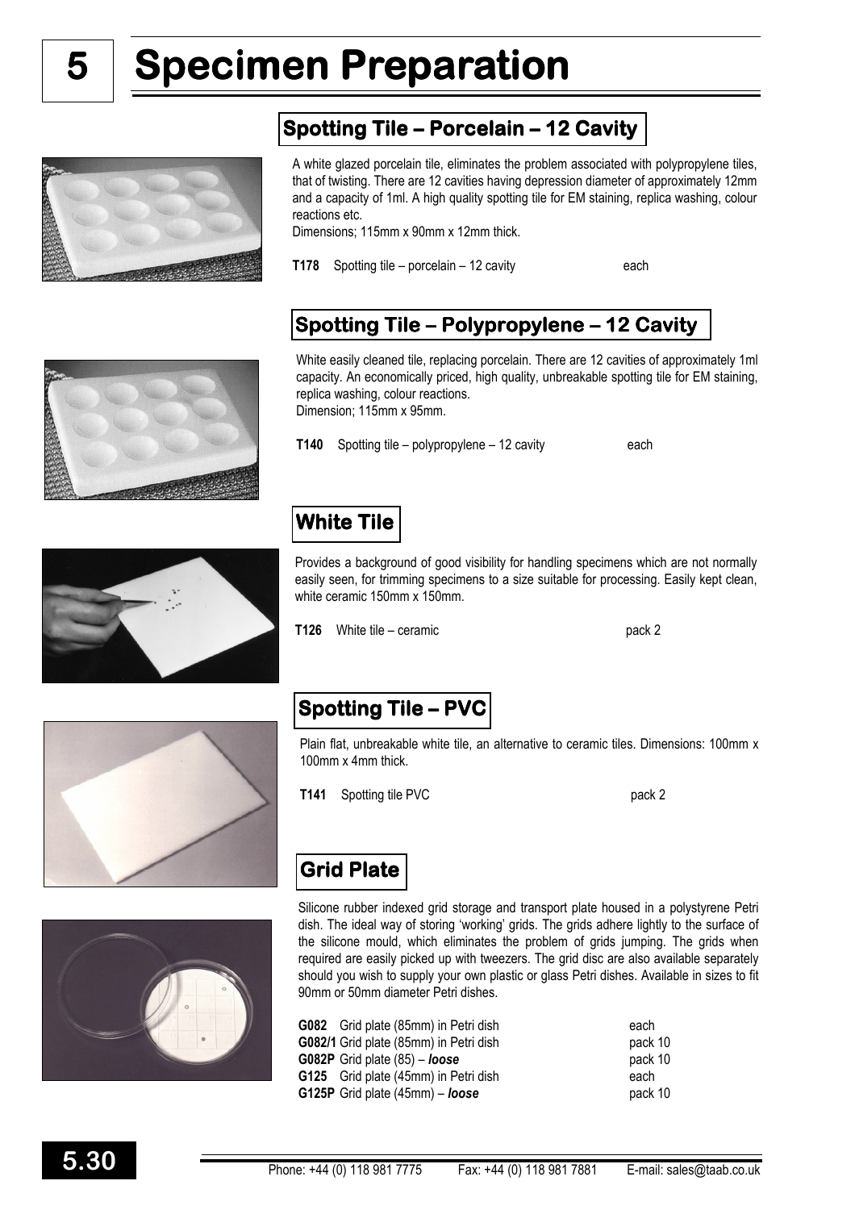# 5 Specimen Preparation

## Spotting Tile – Porcelain – 12 Cavity

A white glazed porcelain tile, eliminates the problem associated with polypropylene tiles, that of twisting. There are 12 cavities having depression diameter of approximately 12mm and a capacity of 1ml. A high quality spotting tile for EM staining, replica washing, colour reactions etc.
Dimensions; 115mm x 90mm x 12mm thick.

| | | |
|---|---|---|
| **T178** | Spotting tile – porcelain – 12 cavity | each |

## Spotting Tile – Polypropylene – 12 Cavity

White easily cleaned tile, replacing porcelain. There are 12 cavities of approximately 1ml capacity. An economically priced, high quality, unbreakable spotting tile for EM staining, replica washing, colour reactions.
Dimension; 115mm x 95mm.

| | | |
|---|---|---|
| **T140** | Spotting tile – polypropylene – 12 cavity | each |

## White Tile

Provides a background of good visibility for handling specimens which are not normally easily seen, for trimming specimens to a size suitable for processing. Easily kept clean, white ceramic 150mm x 150mm.

| | | |
|---|---|---|
| **T126** | White tile – ceramic | pack 2 |

## Spotting Tile – PVC

Plain flat, unbreakable white tile, an alternative to ceramic tiles. Dimensions: 100mm x 100mm x 4mm thick.

| | | |
|---|---|---|
| **T141** | Spotting tile PVC | pack 2 |

## Grid Plate

Silicone rubber indexed grid storage and transport plate housed in a polystyrene Petri dish. The ideal way of storing 'working' grids. The grids adhere lightly to the surface of the silicone mould, which eliminates the problem of grids jumping. The grids when required are easily picked up with tweezers. The grid disc are also available separately should you wish to supply your own plastic or glass Petri dishes. Available in sizes to fit 90mm or 50mm diameter Petri dishes.

| | | |
|---|---|---|
| **G082** | Grid plate (85mm) in Petri dish | each |
| **G082/1** | Grid plate (85mm) in Petri dish | pack 10 |
| **G082P** | Grid plate (85) – ***loose*** | pack 10 |
| **G125** | Grid plate (45mm) in Petri dish | each |
| **G125P** | Grid plate (45mm) – ***loose*** | pack 10 |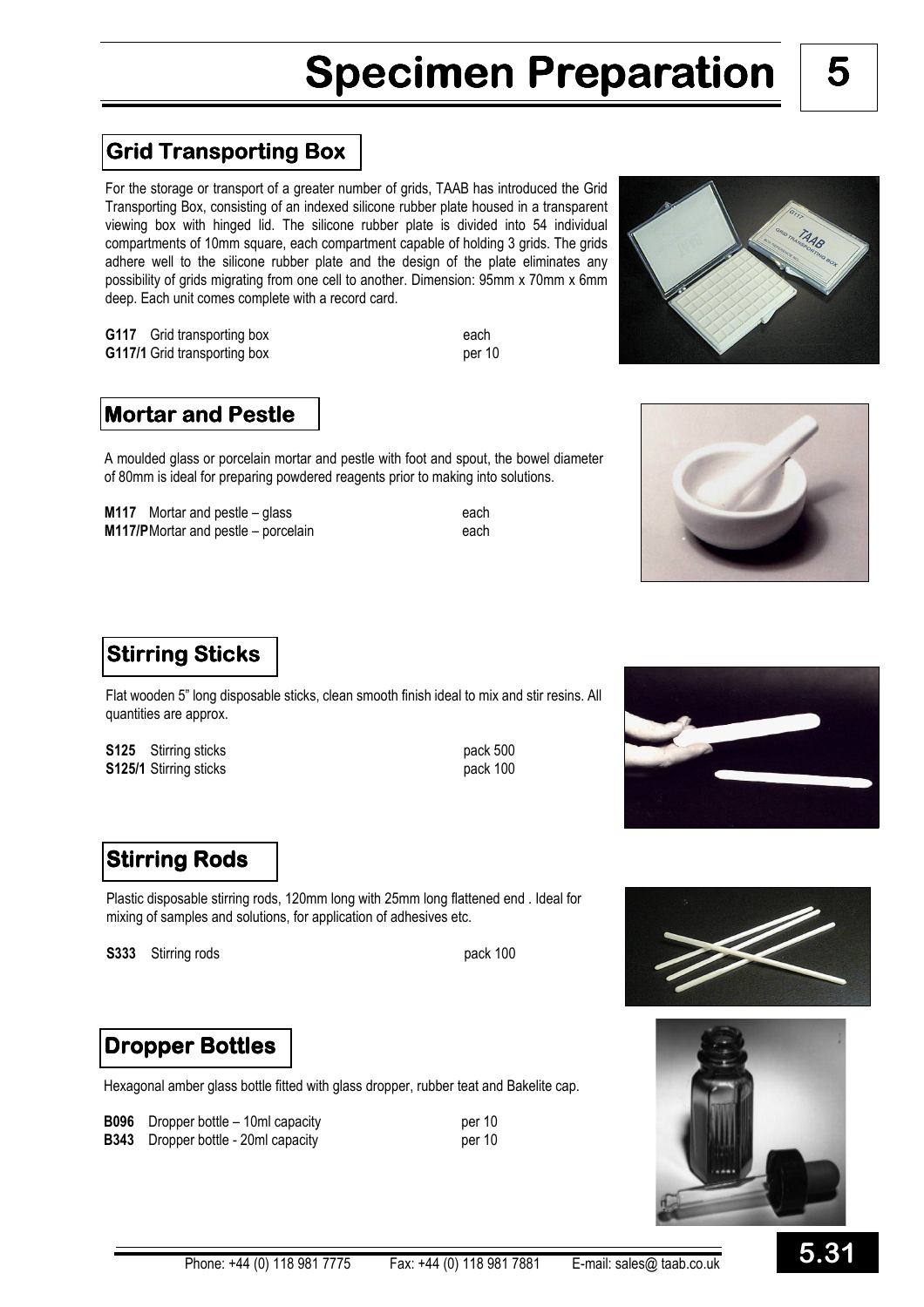# Specimen Preparation

## Grid Transporting Box

For the storage or transport of a greater number of grids, TAAB has introduced the Grid Transporting Box, consisting of an indexed silicone rubber plate housed in a transparent viewing box with hinged lid. The silicone rubber plate is divided into 54 individual compartments of 10mm square, each compartment capable of holding 3 grids. The grids adhere well to the silicone rubber plate and the design of the plate eliminates any possibility of grids migrating from one cell to another. Dimension: 95mm x 70mm x 6mm deep. Each unit comes complete with a record card.

| | | |
|---|---|---|
| **G117** | Grid transporting box | each |
| **G117/1** | Grid transporting box | per 10 |

## Mortar and Pestle

A moulded glass or porcelain mortar and pestle with foot and spout, the bowel diameter of 80mm is ideal for preparing powdered reagents prior to making into solutions.

| | | |
|---|---|---|
| **M117** | Mortar and pestle – glass | each |
| **M117/P** | Mortar and pestle – porcelain | each |

## Stirring Sticks

Flat wooden 5" long disposable sticks, clean smooth finish ideal to mix and stir resins. All quantities are approx.

| | | |
|---|---|---|
| **S125** | Stirring sticks | pack 500 |
| **S125/1** | Stirring sticks | pack 100 |

## Stirring Rods

Plastic disposable stirring rods, 120mm long with 25mm long flattened end . Ideal for mixing of samples and solutions, for application of adhesives etc.

| | | |
|---|---|---|
| **S333** | Stirring rods | pack 100 |

## Dropper Bottles

Hexagonal amber glass bottle fitted with glass dropper, rubber teat and Bakelite cap.

| | | |
|---|---|---|
| **B096** | Dropper bottle – 10ml capacity | per 10 |
| **B343** | Dropper bottle - 20ml capacity | per 10 |

Phone: +44 (0) 118 981 7775 Fax: +44 (0) 118 981 7881 E-mail: sales@ taab.co.uk